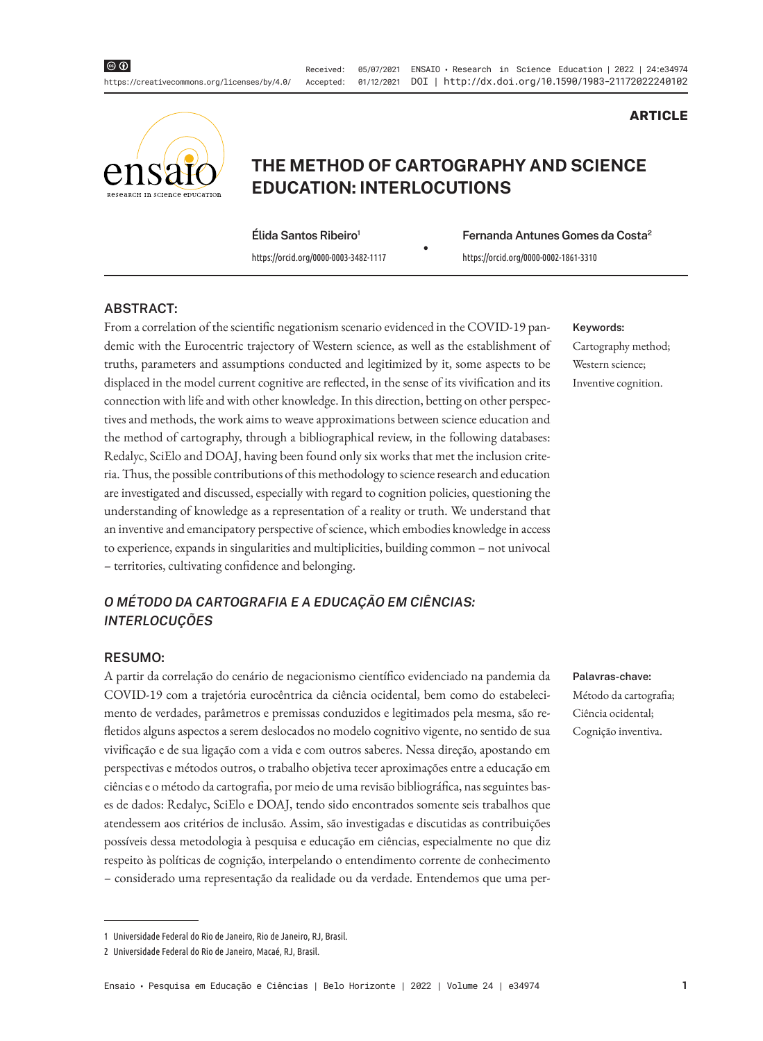ARTICLE

# THE METHOD OF CARTOGRAPHY AND SCIENCE EDUCATION: INTERLOCUTIONS

Élida Santos Ribeiro[1]
https://orcid.org/0000-0003-3482-1117

Fernanda Antunes Gomes da Costa[2]
https://orcid.org/0000-0002-1861-3310

## ABSTRACT:

From a correlation of the scientific negationism scenario evidenced in the COVID-19 pandemic with the Eurocentric trajectory of Western science, as well as the establishment of truths, parameters and assumptions conducted and legitimized by it, some aspects to be displaced in the model current cognitive are reflected, in the sense of its vivification and its connection with life and with other knowledge. In this direction, betting on other perspectives and methods, the work aims to weave approximations between science education and the method of cartography, through a bibliographical review, in the following databases: Redalyc, SciElo and DOAJ, having been found only six works that met the inclusion criteria. Thus, the possible contributions of this methodology to science research and education are investigated and discussed, especially with regard to cognition policies, questioning the understanding of knowledge as a representation of a reality or truth. We understand that an inventive and emancipatory perspective of science, which embodies knowledge in access to experience, expands in singularities and multiplicities, building common – not univocal – territories, cultivating confidence and belonging.

**Keywords:** Cartography method; Western science; Inventive cognition.

## *O MÉTODO DA CARTOGRAFIA E A EDUCAÇÃO EM CIÊNCIAS: INTERLOCUÇÕES*

## RESUMO:

A partir da correlação do cenário de negacionismo científico evidenciado na pandemia da COVID-19 com a trajetória eurocêntrica da ciência ocidental, bem como do estabelecimento de verdades, parâmetros e premissas conduzidos e legitimados pela mesma, são refletidos alguns aspectos a serem deslocados no modelo cognitivo vigente, no sentido de sua vivificação e de sua ligação com a vida e com outros saberes. Nessa direção, apostando em perspectivas e métodos outros, o trabalho objetiva tecer aproximações entre a educação em ciências e o método da cartografia, por meio de uma revisão bibliográfica, nas seguintes bases de dados: Redalyc, SciElo e DOAJ, tendo sido encontrados somente seis trabalhos que atendessem aos critérios de inclusão. Assim, são investigadas e discutidas as contribuições possíveis dessa metodologia à pesquisa e educação em ciências, especialmente no que diz respeito às políticas de cognição, interpelando o entendimento corrente de conhecimento – considerado uma representação da realidade ou da verdade. Entendemos que uma per-

**Palavras-chave:** Método da cartografia; Ciência ocidental; Cognição inventiva.

---

1 Universidade Federal do Rio de Janeiro, Rio de Janeiro, RJ, Brasil.

2 Universidade Federal do Rio de Janeiro, Macaé, RJ, Brasil.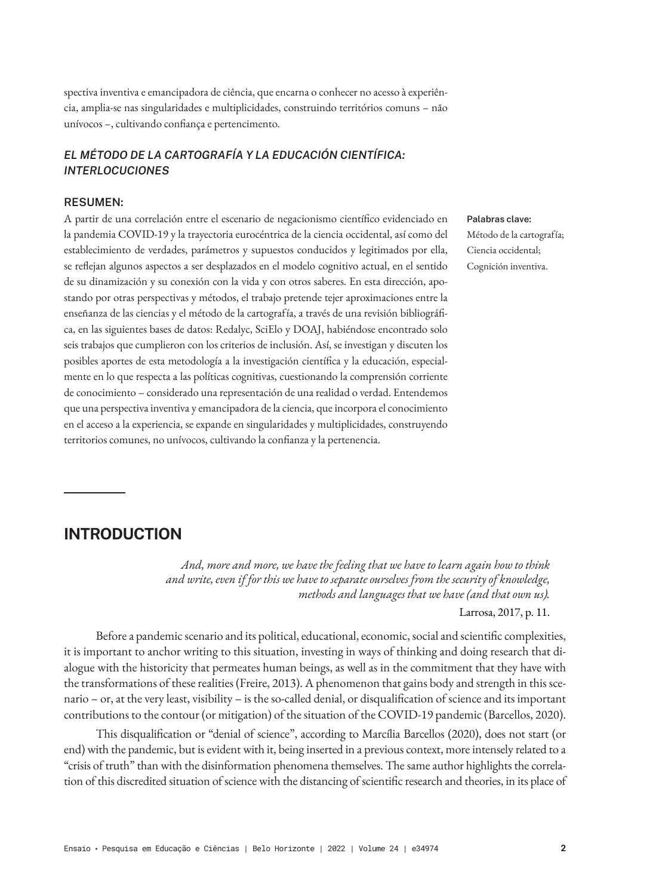spectiva inventiva e emancipadora de ciência, que encarna o conhecer no acesso à experiência, amplia-se nas singularidades e multiplicidades, construindo territórios comuns – não unívocos –, cultivando confiança e pertencimento.

### *EL MÉTODO DE LA CARTOGRAFÍA Y LA EDUCACIÓN CIENTÍFICA: INTERLOCUCIONES*

#### RESUMEN:

A partir de una correlación entre el escenario de negacionismo científico evidenciado en la pandemia COVID-19 y la trayectoria eurocéntrica de la ciencia occidental, así como del establecimiento de verdades, parámetros y supuestos conducidos y legitimados por ella, se reflejan algunos aspectos a ser desplazados en el modelo cognitivo actual, en el sentido de su dinamización y su conexión con la vida y con otros saberes. En esta dirección, apostando por otras perspectivas y métodos, el trabajo pretende tejer aproximaciones entre la enseñanza de las ciencias y el método de la cartografía, a través de una revisión bibliográfica, en las siguientes bases de datos: Redalyc, SciElo y DOAJ, habiéndose encontrado solo seis trabajos que cumplieron con los criterios de inclusión. Así, se investigan y discuten los posibles aportes de esta metodología a la investigación científica y la educación, especialmente en lo que respecta a las políticas cognitivas, cuestionando la comprensión corriente de conocimiento – considerado una representación de una realidad o verdad. Entendemos que una perspectiva inventiva y emancipadora de la ciencia, que incorpora el conocimiento en el acceso a la experiencia, se expande en singularidades y multiplicidades, construyendo territorios comunes, no unívocos, cultivando la confianza y la pertenencia.

**Palabras clave:**
Método de la cartografía;
Ciencia occidental;
Cognición inventiva.

## INTRODUCTION

> *And, more and more, we have the feeling that we have to learn again how to think and write, even if for this we have to separate ourselves from the security of knowledge, methods and languages that we have (and that own us).*
>
> Larrosa, 2017, p. 11.

Before a pandemic scenario and its political, educational, economic, social and scientific complexities, it is important to anchor writing to this situation, investing in ways of thinking and doing research that dialogue with the historicity that permeates human beings, as well as in the commitment that they have with the transformations of these realities (Freire, 2013). A phenomenon that gains body and strength in this scenario – or, at the very least, visibility – is the so-called denial, or disqualification of science and its important contributions to the contour (or mitigation) of the situation of the COVID-19 pandemic (Barcellos, 2020).

This disqualification or "denial of science", according to Marcília Barcellos (2020), does not start (or end) with the pandemic, but is evident with it, being inserted in a previous context, more intensely related to a "crisis of truth" than with the disinformation phenomena themselves. The same author highlights the correlation of this discredited situation of science with the distancing of scientific research and theories, in its place of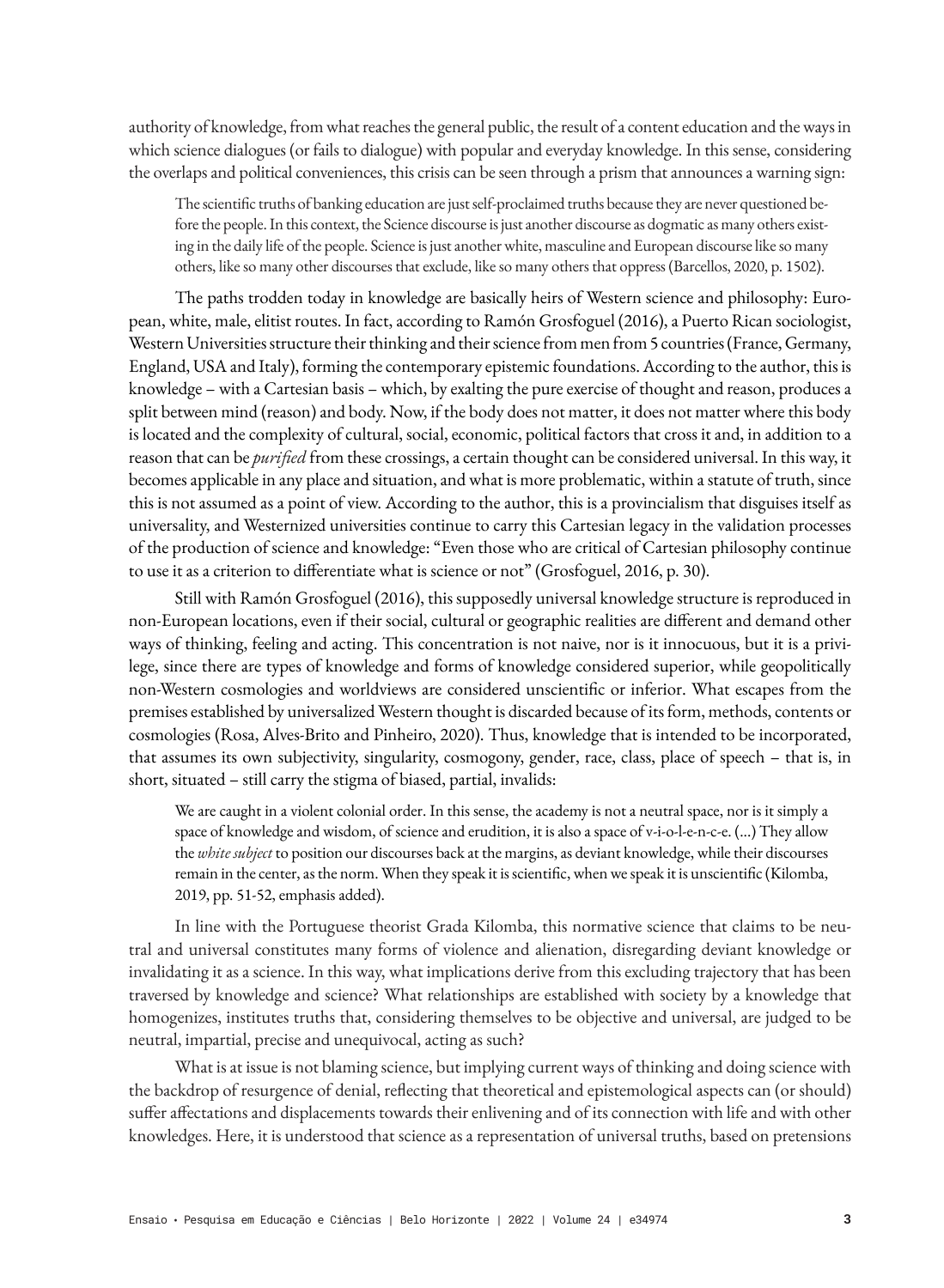authority of knowledge, from what reaches the general public, the result of a content education and the ways in which science dialogues (or fails to dialogue) with popular and everyday knowledge. In this sense, considering the overlaps and political conveniences, this crisis can be seen through a prism that announces a warning sign:

> The scientific truths of banking education are just self-proclaimed truths because they are never questioned before the people. In this context, the Science discourse is just another discourse as dogmatic as many others existing in the daily life of the people. Science is just another white, masculine and European discourse like so many others, like so many other discourses that exclude, like so many others that oppress (Barcellos, 2020, p. 1502).

The paths trodden today in knowledge are basically heirs of Western science and philosophy: European, white, male, elitist routes. In fact, according to Ramón Grosfoguel (2016), a Puerto Rican sociologist, Western Universities structure their thinking and their science from men from 5 countries (France, Germany, England, USA and Italy), forming the contemporary epistemic foundations. According to the author, this is knowledge – with a Cartesian basis – which, by exalting the pure exercise of thought and reason, produces a split between mind (reason) and body. Now, if the body does not matter, it does not matter where this body is located and the complexity of cultural, social, economic, political factors that cross it and, in addition to a reason that can be *purified* from these crossings, a certain thought can be considered universal. In this way, it becomes applicable in any place and situation, and what is more problematic, within a statute of truth, since this is not assumed as a point of view. According to the author, this is a provincialism that disguises itself as universality, and Westernized universities continue to carry this Cartesian legacy in the validation processes of the production of science and knowledge: "Even those who are critical of Cartesian philosophy continue to use it as a criterion to differentiate what is science or not" (Grosfoguel, 2016, p. 30).

Still with Ramón Grosfoguel (2016), this supposedly universal knowledge structure is reproduced in non-European locations, even if their social, cultural or geographic realities are different and demand other ways of thinking, feeling and acting. This concentration is not naive, nor is it innocuous, but it is a privilege, since there are types of knowledge and forms of knowledge considered superior, while geopolitically non-Western cosmologies and worldviews are considered unscientific or inferior. What escapes from the premises established by universalized Western thought is discarded because of its form, methods, contents or cosmologies (Rosa, Alves-Brito and Pinheiro, 2020). Thus, knowledge that is intended to be incorporated, that assumes its own subjectivity, singularity, cosmogony, gender, race, class, place of speech – that is, in short, situated – still carry the stigma of biased, partial, invalids:

> We are caught in a violent colonial order. In this sense, the academy is not a neutral space, nor is it simply a space of knowledge and wisdom, of science and erudition, it is also a space of v-i-o-l-e-n-c-e. (...) They allow the *white subject* to position our discourses back at the margins, as deviant knowledge, while their discourses remain in the center, as the norm. When they speak it is scientific, when we speak it is unscientific (Kilomba, 2019, pp. 51-52, emphasis added).

In line with the Portuguese theorist Grada Kilomba, this normative science that claims to be neutral and universal constitutes many forms of violence and alienation, disregarding deviant knowledge or invalidating it as a science. In this way, what implications derive from this excluding trajectory that has been traversed by knowledge and science? What relationships are established with society by a knowledge that homogenizes, institutes truths that, considering themselves to be objective and universal, are judged to be neutral, impartial, precise and unequivocal, acting as such?

What is at issue is not blaming science, but implying current ways of thinking and doing science with the backdrop of resurgence of denial, reflecting that theoretical and epistemological aspects can (or should) suffer affectations and displacements towards their enlivening and of its connection with life and with other knowledges. Here, it is understood that science as a representation of universal truths, based on pretensions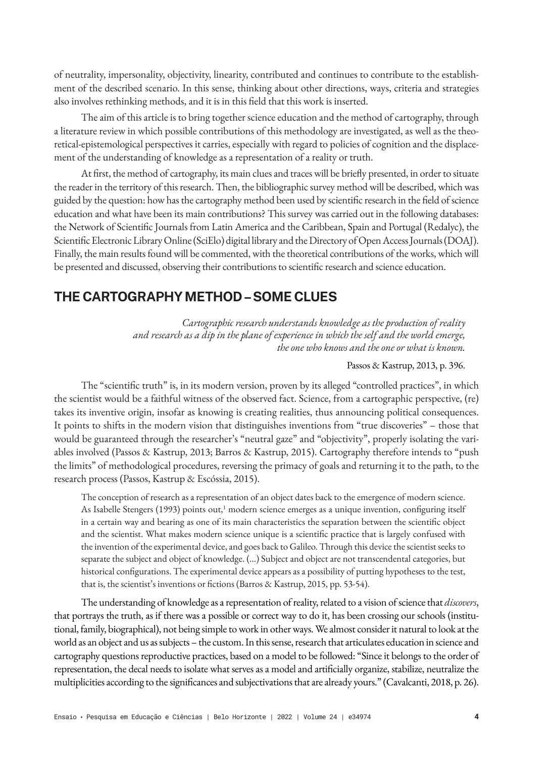of neutrality, impersonality, objectivity, linearity, contributed and continues to contribute to the establishment of the described scenario. In this sense, thinking about other directions, ways, criteria and strategies also involves rethinking methods, and it is in this field that this work is inserted.

The aim of this article is to bring together science education and the method of cartography, through a literature review in which possible contributions of this methodology are investigated, as well as the theoretical-epistemological perspectives it carries, especially with regard to policies of cognition and the displacement of the understanding of knowledge as a representation of a reality or truth.

At first, the method of cartography, its main clues and traces will be briefly presented, in order to situate the reader in the territory of this research. Then, the bibliographic survey method will be described, which was guided by the question: how has the cartography method been used by scientific research in the field of science education and what have been its main contributions? This survey was carried out in the following databases: the Network of Scientific Journals from Latin America and the Caribbean, Spain and Portugal (Redalyc), the Scientific Electronic Library Online (SciElo) digital library and the Directory of Open Access Journals (DOAJ). Finally, the main results found will be commented, with the theoretical contributions of the works, which will be presented and discussed, observing their contributions to scientific research and science education.

## THE CARTOGRAPHY METHOD – SOME CLUES

> *Cartographic research understands knowledge as the production of reality and research as a dip in the plane of experience in which the self and the world emerge, the one who knows and the one or what is known.*
>
> Passos & Kastrup, 2013, p. 396.

The "scientific truth" is, in its modern version, proven by its alleged "controlled practices", in which the scientist would be a faithful witness of the observed fact. Science, from a cartographic perspective, (re) takes its inventive origin, insofar as knowing is creating realities, thus announcing political consequences. It points to shifts in the modern vision that distinguishes inventions from "true discoveries" – those that would be guaranteed through the researcher's "neutral gaze" and "objectivity", properly isolating the variables involved (Passos & Kastrup, 2013; Barros & Kastrup, 2015). Cartography therefore intends to "push the limits" of methodological procedures, reversing the primacy of goals and returning it to the path, to the research process (Passos, Kastrup & Escóssia, 2015).

> The conception of research as a representation of an object dates back to the emergence of modern science. As Isabelle Stengers (1993) points out,[1] modern science emerges as a unique invention, configuring itself in a certain way and bearing as one of its main characteristics the separation between the scientific object and the scientist. What makes modern science unique is a scientific practice that is largely confused with the invention of the experimental device, and goes back to Galileo. Through this device the scientist seeks to separate the subject and object of knowledge. (...) Subject and object are not transcendental categories, but historical configurations. The experimental device appears as a possibility of putting hypotheses to the test, that is, the scientist's inventions or fictions (Barros & Kastrup, 2015, pp. 53-54).

The understanding of knowledge as a representation of reality, related to a vision of science that *discovers*, that portrays the truth, as if there was a possible or correct way to do it, has been crossing our schools (institutional, family, biographical), not being simple to work in other ways. We almost consider it natural to look at the world as an object and us as subjects – the custom. In this sense, research that articulates education in science and cartography questions reproductive practices, based on a model to be followed: "Since it belongs to the order of representation, the decal needs to isolate what serves as a model and artificially organize, stabilize, neutralize the multiplicities according to the significances and subjectivations that are already yours." (Cavalcanti, 2018, p. 26).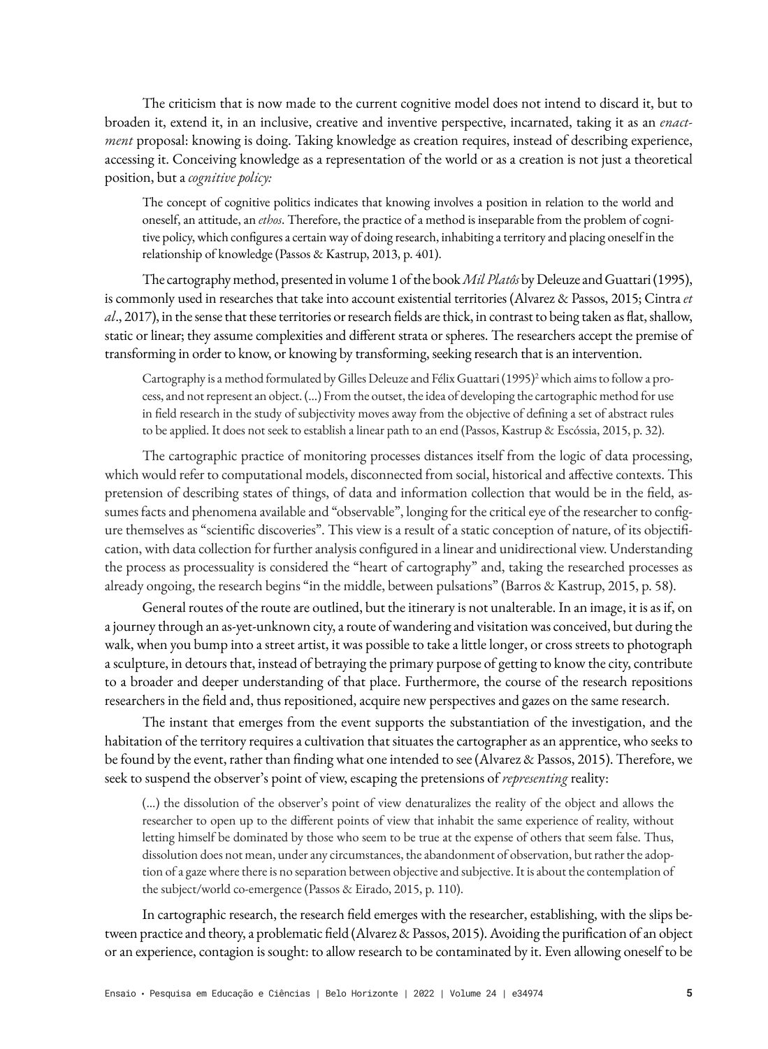The criticism that is now made to the current cognitive model does not intend to discard it, but to broaden it, extend it, in an inclusive, creative and inventive perspective, incarnated, taking it as an *enactment* proposal: knowing is doing. Taking knowledge as creation requires, instead of describing experience, accessing it. Conceiving knowledge as a representation of the world or as a creation is not just a theoretical position, but a *cognitive policy:*

> The concept of cognitive politics indicates that knowing involves a position in relation to the world and oneself, an attitude, an *ethos*. Therefore, the practice of a method is inseparable from the problem of cognitive policy, which configures a certain way of doing research, inhabiting a territory and placing oneself in the relationship of knowledge (Passos & Kastrup, 2013, p. 401).

The cartography method, presented in volume 1 of the book *Mil Platôs* by Deleuze and Guattari (1995), is commonly used in researches that take into account existential territories (Alvarez & Passos, 2015; Cintra *et al*., 2017), in the sense that these territories or research fields are thick, in contrast to being taken as flat, shallow, static or linear; they assume complexities and different strata or spheres. The researchers accept the premise of transforming in order to know, or knowing by transforming, seeking research that is an intervention.

> Cartography is a method formulated by Gilles Deleuze and Félix Guattari (1995)[2] which aims to follow a process, and not represent an object. (...) From the outset, the idea of developing the cartographic method for use in field research in the study of subjectivity moves away from the objective of defining a set of abstract rules to be applied. It does not seek to establish a linear path to an end (Passos, Kastrup & Escóssia, 2015, p. 32).

The cartographic practice of monitoring processes distances itself from the logic of data processing, which would refer to computational models, disconnected from social, historical and affective contexts. This pretension of describing states of things, of data and information collection that would be in the field, assumes facts and phenomena available and "observable", longing for the critical eye of the researcher to configure themselves as "scientific discoveries". This view is a result of a static conception of nature, of its objectification, with data collection for further analysis configured in a linear and unidirectional view. Understanding the process as processuality is considered the "heart of cartography" and, taking the researched processes as already ongoing, the research begins "in the middle, between pulsations" (Barros & Kastrup, 2015, p. 58).

General routes of the route are outlined, but the itinerary is not unalterable. In an image, it is as if, on a journey through an as-yet-unknown city, a route of wandering and visitation was conceived, but during the walk, when you bump into a street artist, it was possible to take a little longer, or cross streets to photograph a sculpture, in detours that, instead of betraying the primary purpose of getting to know the city, contribute to a broader and deeper understanding of that place. Furthermore, the course of the research repositions researchers in the field and, thus repositioned, acquire new perspectives and gazes on the same research.

The instant that emerges from the event supports the substantiation of the investigation, and the habitation of the territory requires a cultivation that situates the cartographer as an apprentice, who seeks to be found by the event, rather than finding what one intended to see (Alvarez & Passos, 2015). Therefore, we seek to suspend the observer's point of view, escaping the pretensions of *representing* reality:

> (...) the dissolution of the observer's point of view denaturalizes the reality of the object and allows the researcher to open up to the different points of view that inhabit the same experience of reality, without letting himself be dominated by those who seem to be true at the expense of others that seem false. Thus, dissolution does not mean, under any circumstances, the abandonment of observation, but rather the adoption of a gaze where there is no separation between objective and subjective. It is about the contemplation of the subject/world co-emergence (Passos & Eirado, 2015, p. 110).

In cartographic research, the research field emerges with the researcher, establishing, with the slips between practice and theory, a problematic field (Alvarez & Passos, 2015). Avoiding the purification of an object or an experience, contagion is sought: to allow research to be contaminated by it. Even allowing oneself to be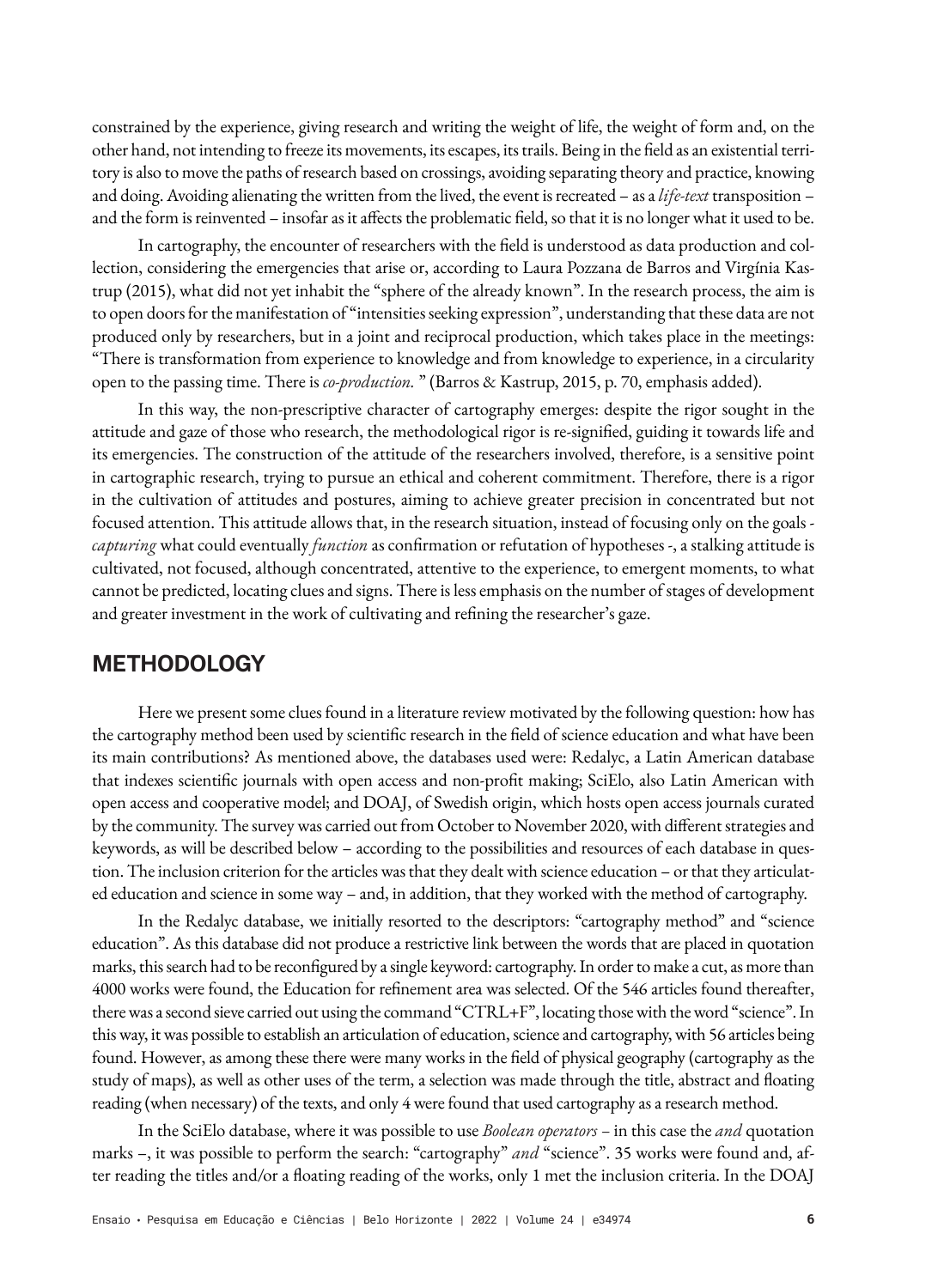constrained by the experience, giving research and writing the weight of life, the weight of form and, on the other hand, not intending to freeze its movements, its escapes, its trails. Being in the field as an existential territory is also to move the paths of research based on crossings, avoiding separating theory and practice, knowing and doing. Avoiding alienating the written from the lived, the event is recreated – as a *life-text* transposition – and the form is reinvented – insofar as it affects the problematic field, so that it is no longer what it used to be.

In cartography, the encounter of researchers with the field is understood as data production and collection, considering the emergencies that arise or, according to Laura Pozzana de Barros and Virgínia Kastrup (2015), what did not yet inhabit the "sphere of the already known". In the research process, the aim is to open doors for the manifestation of "intensities seeking expression", understanding that these data are not produced only by researchers, but in a joint and reciprocal production, which takes place in the meetings: "There is transformation from experience to knowledge and from knowledge to experience, in a circularity open to the passing time. There is *co-production.* " (Barros & Kastrup, 2015, p. 70, emphasis added).

In this way, the non-prescriptive character of cartography emerges: despite the rigor sought in the attitude and gaze of those who research, the methodological rigor is re-signified, guiding it towards life and its emergencies. The construction of the attitude of the researchers involved, therefore, is a sensitive point in cartographic research, trying to pursue an ethical and coherent commitment. Therefore, there is a rigor in the cultivation of attitudes and postures, aiming to achieve greater precision in concentrated but not focused attention. This attitude allows that, in the research situation, instead of focusing only on the goals - *capturing* what could eventually *function* as confirmation or refutation of hypotheses -, a stalking attitude is cultivated, not focused, although concentrated, attentive to the experience, to emergent moments, to what cannot be predicted, locating clues and signs. There is less emphasis on the number of stages of development and greater investment in the work of cultivating and refining the researcher's gaze.

## METHODOLOGY

Here we present some clues found in a literature review motivated by the following question: how has the cartography method been used by scientific research in the field of science education and what have been its main contributions? As mentioned above, the databases used were: Redalyc, a Latin American database that indexes scientific journals with open access and non-profit making; SciElo, also Latin American with open access and cooperative model; and DOAJ, of Swedish origin, which hosts open access journals curated by the community. The survey was carried out from October to November 2020, with different strategies and keywords, as will be described below – according to the possibilities and resources of each database in question. The inclusion criterion for the articles was that they dealt with science education – or that they articulated education and science in some way – and, in addition, that they worked with the method of cartography.

In the Redalyc database, we initially resorted to the descriptors: "cartography method" and "science education". As this database did not produce a restrictive link between the words that are placed in quotation marks, this search had to be reconfigured by a single keyword: cartography. In order to make a cut, as more than 4000 works were found, the Education for refinement area was selected. Of the 546 articles found thereafter, there was a second sieve carried out using the command "CTRL+F", locating those with the word "science". In this way, it was possible to establish an articulation of education, science and cartography, with 56 articles being found. However, as among these there were many works in the field of physical geography (cartography as the study of maps), as well as other uses of the term, a selection was made through the title, abstract and floating reading (when necessary) of the texts, and only 4 were found that used cartography as a research method.

In the SciElo database, where it was possible to use *Boolean operators* – in this case the *and* quotation marks –, it was possible to perform the search: "cartography" *and* "science". 35 works were found and, after reading the titles and/or a floating reading of the works, only 1 met the inclusion criteria. In the DOAJ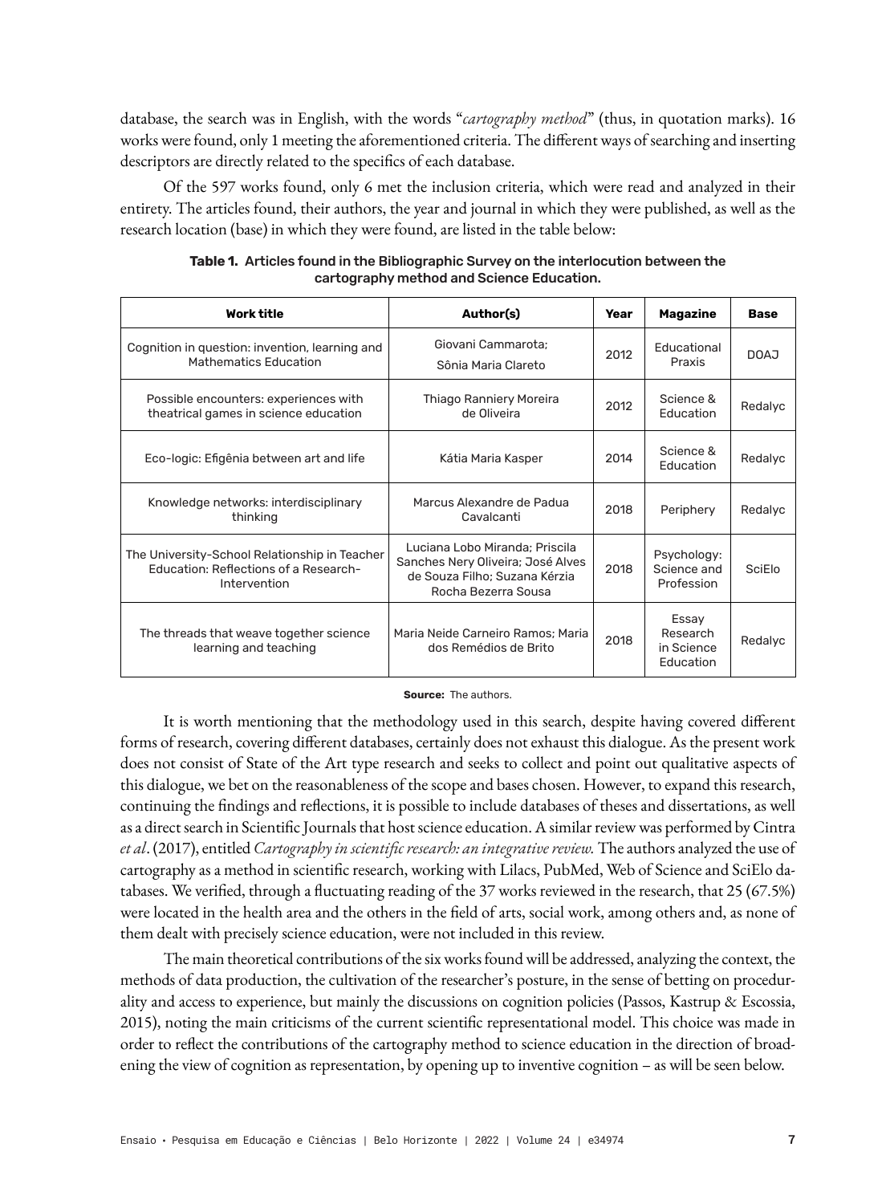database, the search was in English, with the words "*cartography method*" (thus, in quotation marks). 16 works were found, only 1 meeting the aforementioned criteria. The different ways of searching and inserting descriptors are directly related to the specifics of each database.

Of the 597 works found, only 6 met the inclusion criteria, which were read and analyzed in their entirety. The articles found, their authors, the year and journal in which they were published, as well as the research location (base) in which they were found, are listed in the table below:

**Table 1. Articles found in the Bibliographic Survey on the interlocution between the cartography method and Science Education.**

| Work title | Author(s) | Year | Magazine | Base |
|---|---|---|---|---|
| Cognition in question: invention, learning and Mathematics Education | Giovani Cammarota; Sônia Maria Clareto | 2012 | Educational Praxis | DOAJ |
| Possible encounters: experiences with theatrical games in science education | Thiago Ranniery Moreira de Oliveira | 2012 | Science & Education | Redalyc |
| Eco-logic: Efigênia between art and life | Kátia Maria Kasper | 2014 | Science & Education | Redalyc |
| Knowledge networks: interdisciplinary thinking | Marcus Alexandre de Padua Cavalcanti | 2018 | Periphery | Redalyc |
| The University-School Relationship in Teacher Education: Reflections of a Research-Intervention | Luciana Lobo Miranda; Priscila Sanches Nery Oliveira; José Alves de Souza Filho; Suzana Kérzia Rocha Bezerra Sousa | 2018 | Psychology: Science and Profession | SciElo |
| The threads that weave together science learning and teaching | Maria Neide Carneiro Ramos; Maria dos Remédios de Brito | 2018 | Essay Research in Science Education | Redalyc |

**Source:** The authors.

It is worth mentioning that the methodology used in this search, despite having covered different forms of research, covering different databases, certainly does not exhaust this dialogue. As the present work does not consist of State of the Art type research and seeks to collect and point out qualitative aspects of this dialogue, we bet on the reasonableness of the scope and bases chosen. However, to expand this research, continuing the findings and reflections, it is possible to include databases of theses and dissertations, as well as a direct search in Scientific Journals that host science education. A similar review was performed by Cintra *et al*. (2017), entitled *Cartography in scientific research: an integrative review.* The authors analyzed the use of cartography as a method in scientific research, working with Lilacs, PubMed, Web of Science and SciElo databases. We verified, through a fluctuating reading of the 37 works reviewed in the research, that 25 (67.5%) were located in the health area and the others in the field of arts, social work, among others and, as none of them dealt with precisely science education, were not included in this review.

The main theoretical contributions of the six works found will be addressed, analyzing the context, the methods of data production, the cultivation of the researcher's posture, in the sense of betting on procedurality and access to experience, but mainly the discussions on cognition policies (Passos, Kastrup & Escossia, 2015), noting the main criticisms of the current scientific representational model. This choice was made in order to reflect the contributions of the cartography method to science education in the direction of broadening the view of cognition as representation, by opening up to inventive cognition – as will be seen below.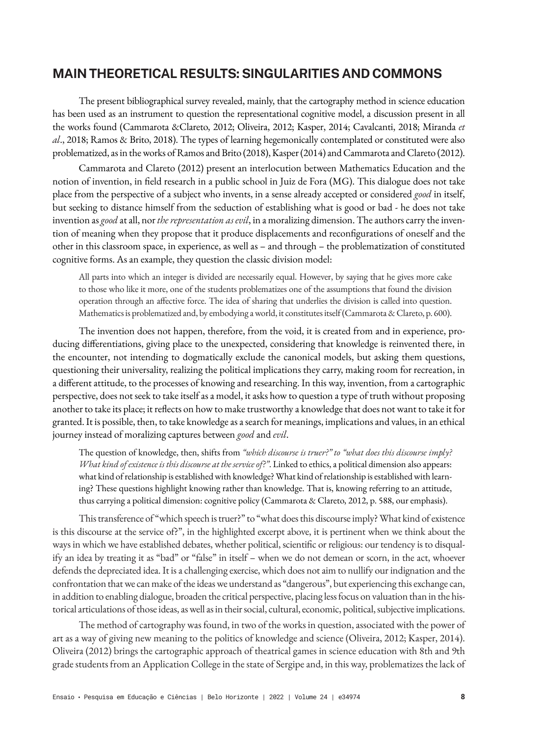## MAIN THEORETICAL RESULTS: SINGULARITIES AND COMMONS

The present bibliographical survey revealed, mainly, that the cartography method in science education has been used as an instrument to question the representational cognitive model, a discussion present in all the works found (Cammarota &Clareto, 2012; Oliveira, 2012; Kasper, 2014; Cavalcanti, 2018; Miranda *et al*., 2018; Ramos & Brito, 2018). The types of learning hegemonically contemplated or constituted were also problematized, as in the works of Ramos and Brito (2018), Kasper (2014) and Cammarota and Clareto (2012).

Cammarota and Clareto (2012) present an interlocution between Mathematics Education and the notion of invention, in field research in a public school in Juiz de Fora (MG). This dialogue does not take place from the perspective of a subject who invents, in a sense already accepted or considered *good* in itself, but seeking to distance himself from the seduction of establishing what is good or bad - he does not take invention as *good* at all, nor *the representation as evil*, in a moralizing dimension. The authors carry the invention of meaning when they propose that it produce displacements and reconfigurations of oneself and the other in this classroom space, in experience, as well as – and through – the problematization of constituted cognitive forms. As an example, they question the classic division model:

> All parts into which an integer is divided are necessarily equal. However, by saying that he gives more cake to those who like it more, one of the students problematizes one of the assumptions that found the division operation through an affective force. The idea of sharing that underlies the division is called into question. Mathematics is problematized and, by embodying a world, it constitutes itself (Cammarota & Clareto, p. 600).

The invention does not happen, therefore, from the void, it is created from and in experience, producing differentiations, giving place to the unexpected, considering that knowledge is reinvented there, in the encounter, not intending to dogmatically exclude the canonical models, but asking them questions, questioning their universality, realizing the political implications they carry, making room for recreation, in a different attitude, to the processes of knowing and researching. In this way, invention, from a cartographic perspective, does not seek to take itself as a model, it asks how to question a type of truth without proposing another to take its place; it reflects on how to make trustworthy a knowledge that does not want to take it for granted. It is possible, then, to take knowledge as a search for meanings, implications and values, in an ethical journey instead of moralizing captures between *good* and *evil*.

> The question of knowledge, then, shifts from *"which discourse is truer?" to "what does this discourse imply? What kind of existence is this discourse at the service of?"*. Linked to ethics, a political dimension also appears: what kind of relationship is established with knowledge? What kind of relationship is established with learning? These questions highlight knowing rather than knowledge. That is, knowing referring to an attitude, thus carrying a political dimension: cognitive policy (Cammarota & Clareto, 2012, p. 588, our emphasis).

This transference of "which speech is truer?" to "what does this discourse imply? What kind of existence is this discourse at the service of?", in the highlighted excerpt above, it is pertinent when we think about the ways in which we have established debates, whether political, scientific or religious: our tendency is to disqualify an idea by treating it as "bad" or "false" in itself – when we do not demean or scorn, in the act, whoever defends the depreciated idea. It is a challenging exercise, which does not aim to nullify our indignation and the confrontation that we can make of the ideas we understand as "dangerous", but experiencing this exchange can, in addition to enabling dialogue, broaden the critical perspective, placing less focus on valuation than in the historical articulations of those ideas, as well as in their social, cultural, economic, political, subjective implications.

The method of cartography was found, in two of the works in question, associated with the power of art as a way of giving new meaning to the politics of knowledge and science (Oliveira, 2012; Kasper, 2014). Oliveira (2012) brings the cartographic approach of theatrical games in science education with 8th and 9th grade students from an Application College in the state of Sergipe and, in this way, problematizes the lack of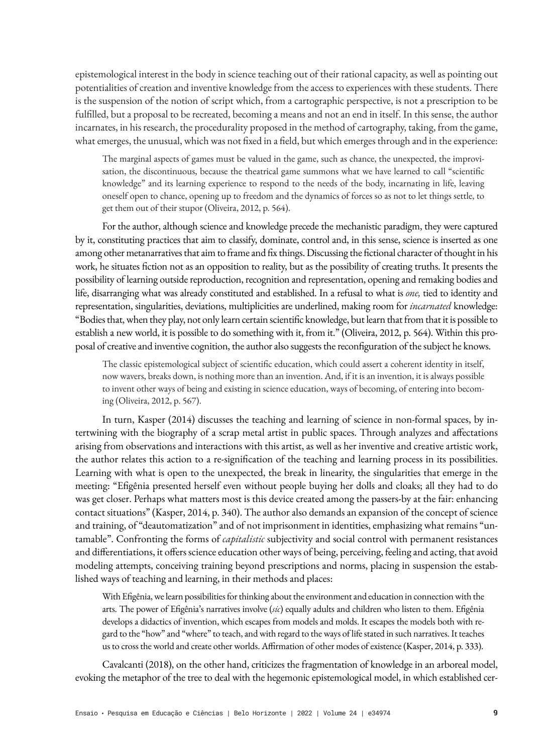epistemological interest in the body in science teaching out of their rational capacity, as well as pointing out potentialities of creation and inventive knowledge from the access to experiences with these students. There is the suspension of the notion of script which, from a cartographic perspective, is not a prescription to be fulfilled, but a proposal to be recreated, becoming a means and not an end in itself. In this sense, the author incarnates, in his research, the procedurality proposed in the method of cartography, taking, from the game, what emerges, the unusual, which was not fixed in a field, but which emerges through and in the experience:

> The marginal aspects of games must be valued in the game, such as chance, the unexpected, the improvisation, the discontinuous, because the theatrical game summons what we have learned to call "scientific knowledge" and its learning experience to respond to the needs of the body, incarnating in life, leaving oneself open to chance, opening up to freedom and the dynamics of forces so as not to let things settle, to get them out of their stupor (Oliveira, 2012, p. 564).

For the author, although science and knowledge precede the mechanistic paradigm, they were captured by it, constituting practices that aim to classify, dominate, control and, in this sense, science is inserted as one among other metanarratives that aim to frame and fix things. Discussing the fictional character of thought in his work, he situates fiction not as an opposition to reality, but as the possibility of creating truths. It presents the possibility of learning outside reproduction, recognition and representation, opening and remaking bodies and life, disarranging what was already constituted and established. In a refusal to what is *one,* tied to identity and representation, singularities, deviations, multiplicities are underlined, making room for *incarnated* knowledge: "Bodies that, when they play, not only learn certain scientific knowledge, but learn that from that it is possible to establish a new world, it is possible to do something with it, from it." (Oliveira, 2012, p. 564). Within this proposal of creative and inventive cognition, the author also suggests the reconfiguration of the subject he knows.

> The classic epistemological subject of scientific education, which could assert a coherent identity in itself, now wavers, breaks down, is nothing more than an invention. And, if it is an invention, it is always possible to invent other ways of being and existing in science education, ways of becoming, of entering into becoming (Oliveira, 2012, p. 567).

In turn, Kasper (2014) discusses the teaching and learning of science in non-formal spaces, by intertwining with the biography of a scrap metal artist in public spaces. Through analyzes and affectations arising from observations and interactions with this artist, as well as her inventive and creative artistic work, the author relates this action to a re-signification of the teaching and learning process in its possibilities. Learning with what is open to the unexpected, the break in linearity, the singularities that emerge in the meeting: "Efigênia presented herself even without people buying her dolls and cloaks; all they had to do was get closer. Perhaps what matters most is this device created among the passers-by at the fair: enhancing contact situations" (Kasper, 2014, p. 340). The author also demands an expansion of the concept of science and training, of "deautomatization" and of not imprisonment in identities, emphasizing what remains "untamable". Confronting the forms of *capitalistic* subjectivity and social control with permanent resistances and differentiations, it offers science education other ways of being, perceiving, feeling and acting, that avoid modeling attempts, conceiving training beyond prescriptions and norms, placing in suspension the established ways of teaching and learning, in their methods and places:

> With Efigênia, we learn possibilities for thinking about the environment and education in connection with the arts. The power of Efigênia's narratives involve (*sic*) equally adults and children who listen to them. Efigênia develops a didactics of invention, which escapes from models and molds. It escapes the models both with regard to the "how" and "where" to teach, and with regard to the ways of life stated in such narratives. It teaches us to cross the world and create other worlds. Affirmation of other modes of existence (Kasper, 2014, p. 333).

Cavalcanti (2018), on the other hand, criticizes the fragmentation of knowledge in an arboreal model, evoking the metaphor of the tree to deal with the hegemonic epistemological model, in which established cer-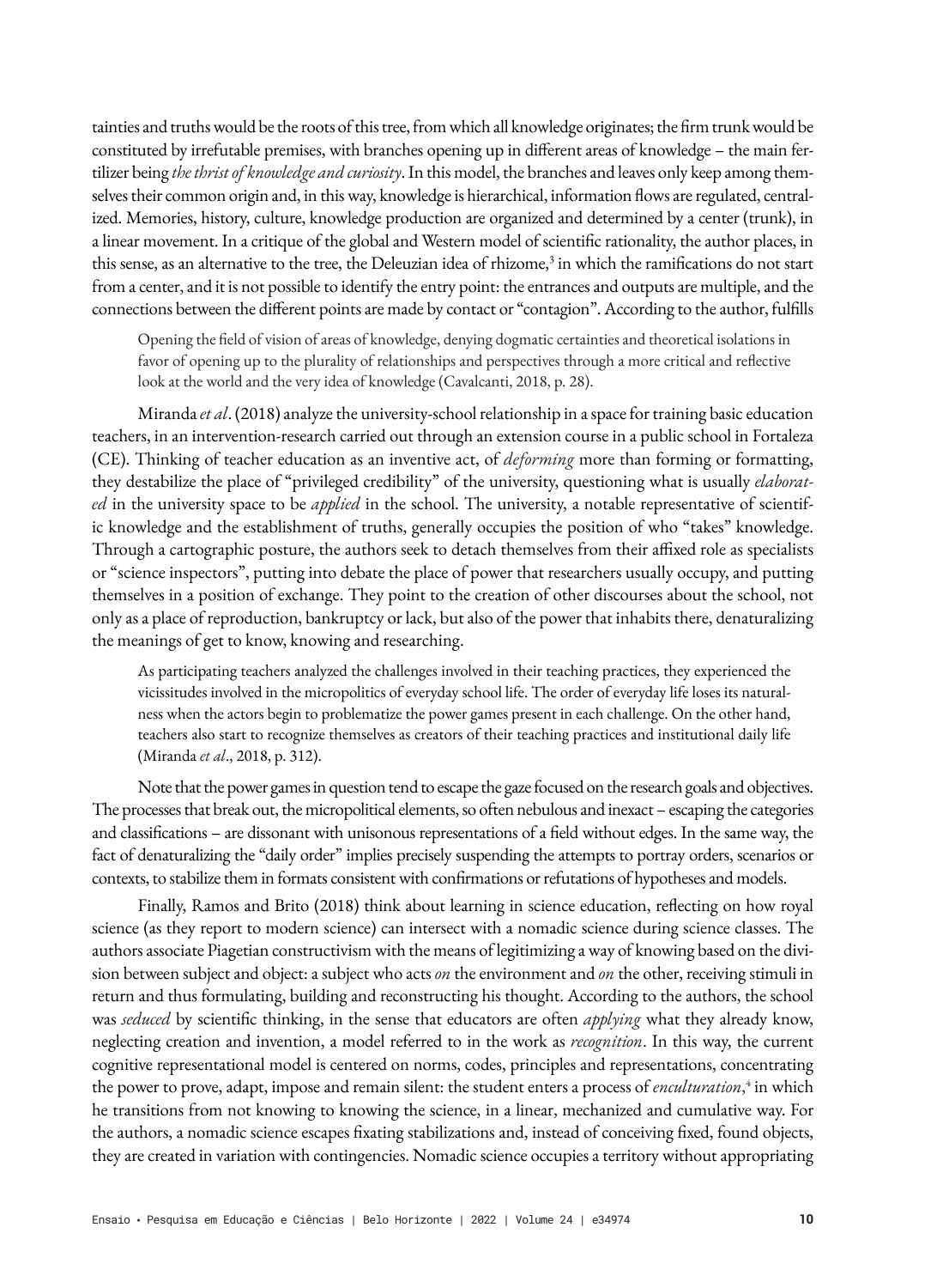tainties and truths would be the roots of this tree, from which all knowledge originates; the firm trunk would be constituted by irrefutable premises, with branches opening up in different areas of knowledge – the main fertilizer being *the thrist of knowledge and curiosity*. In this model, the branches and leaves only keep among themselves their common origin and, in this way, knowledge is hierarchical, information flows are regulated, centralized. Memories, history, culture, knowledge production are organized and determined by a center (trunk), in a linear movement. In a critique of the global and Western model of scientific rationality, the author places, in this sense, as an alternative to the tree, the Deleuzian idea of rhizome,[3] in which the ramifications do not start from a center, and it is not possible to identify the entry point: the entrances and outputs are multiple, and the connections between the different points are made by contact or "contagion". According to the author, fulfills

> Opening the field of vision of areas of knowledge, denying dogmatic certainties and theoretical isolations in favor of opening up to the plurality of relationships and perspectives through a more critical and reflective look at the world and the very idea of knowledge (Cavalcanti, 2018, p. 28).

Miranda *et al*. (2018) analyze the university-school relationship in a space for training basic education teachers, in an intervention-research carried out through an extension course in a public school in Fortaleza (CE). Thinking of teacher education as an inventive act, of *deforming* more than forming or formatting, they destabilize the place of "privileged credibility" of the university, questioning what is usually *elaborated* in the university space to be *applied* in the school. The university, a notable representative of scientific knowledge and the establishment of truths, generally occupies the position of who "takes" knowledge. Through a cartographic posture, the authors seek to detach themselves from their affixed role as specialists or "science inspectors", putting into debate the place of power that researchers usually occupy, and putting themselves in a position of exchange. They point to the creation of other discourses about the school, not only as a place of reproduction, bankruptcy or lack, but also of the power that inhabits there, denaturalizing the meanings of get to know, knowing and researching.

> As participating teachers analyzed the challenges involved in their teaching practices, they experienced the vicissitudes involved in the micropolitics of everyday school life. The order of everyday life loses its naturalness when the actors begin to problematize the power games present in each challenge. On the other hand, teachers also start to recognize themselves as creators of their teaching practices and institutional daily life (Miranda *et al*., 2018, p. 312).

Note that the power games in question tend to escape the gaze focused on the research goals and objectives. The processes that break out, the micropolitical elements, so often nebulous and inexact – escaping the categories and classifications – are dissonant with unisonous representations of a field without edges. In the same way, the fact of denaturalizing the "daily order" implies precisely suspending the attempts to portray orders, scenarios or contexts, to stabilize them in formats consistent with confirmations or refutations of hypotheses and models.

Finally, Ramos and Brito (2018) think about learning in science education, reflecting on how royal science (as they report to modern science) can intersect with a nomadic science during science classes. The authors associate Piagetian constructivism with the means of legitimizing a way of knowing based on the division between subject and object: a subject who acts *on* the environment and *on* the other, receiving stimuli in return and thus formulating, building and reconstructing his thought. According to the authors, the school was *seduced* by scientific thinking, in the sense that educators are often *applying* what they already know, neglecting creation and invention, a model referred to in the work as *recognition*. In this way, the current cognitive representational model is centered on norms, codes, principles and representations, concentrating the power to prove, adapt, impose and remain silent: the student enters a process of *enculturation*,[4] in which he transitions from not knowing to knowing the science, in a linear, mechanized and cumulative way. For the authors, a nomadic science escapes fixating stabilizations and, instead of conceiving fixed, found objects, they are created in variation with contingencies. Nomadic science occupies a territory without appropriating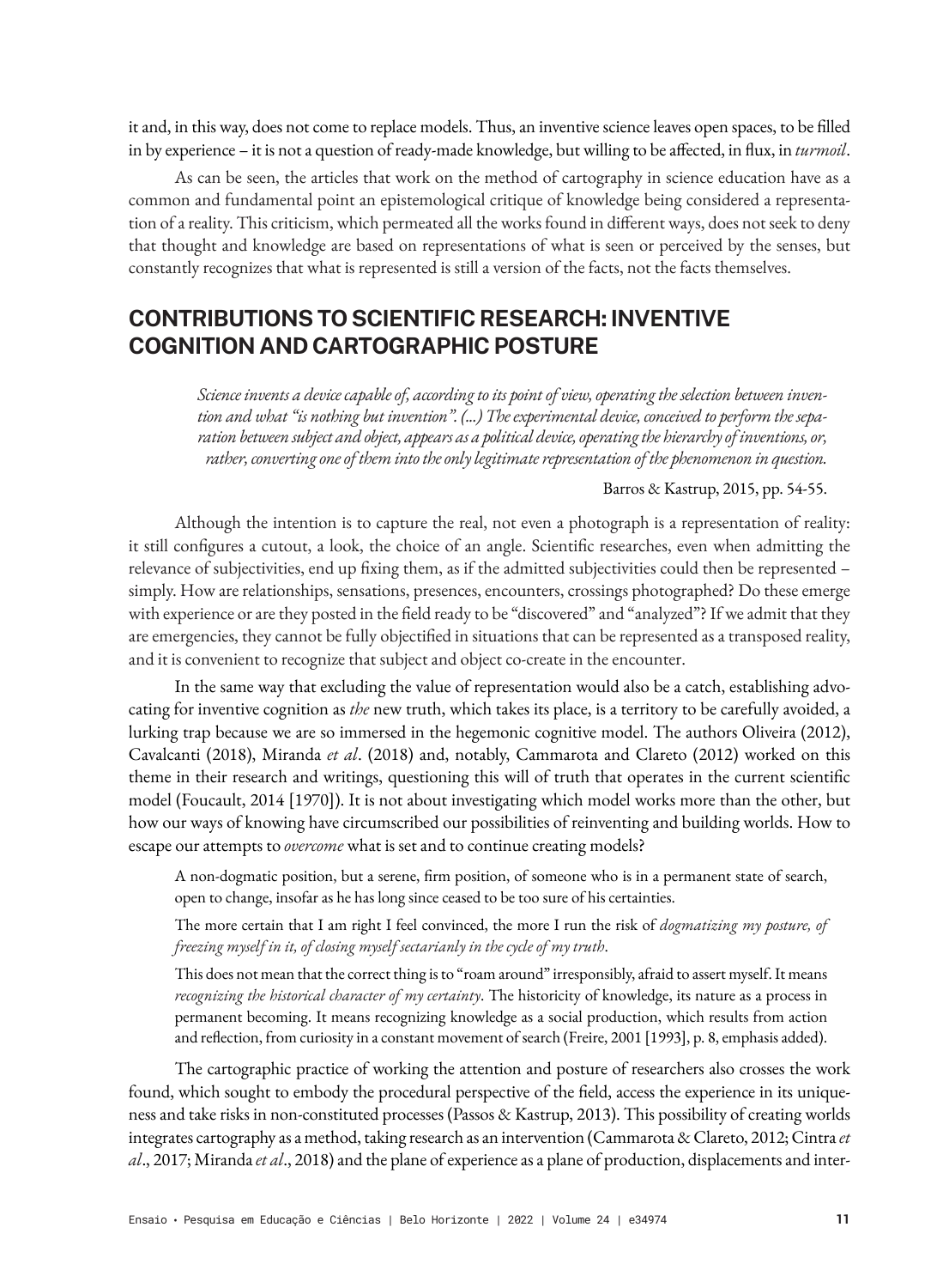it and, in this way, does not come to replace models. Thus, an inventive science leaves open spaces, to be filled in by experience – it is not a question of ready-made knowledge, but willing to be affected, in flux, in *turmoil*.

As can be seen, the articles that work on the method of cartography in science education have as a common and fundamental point an epistemological critique of knowledge being considered a representation of a reality. This criticism, which permeated all the works found in different ways, does not seek to deny that thought and knowledge are based on representations of what is seen or perceived by the senses, but constantly recognizes that what is represented is still a version of the facts, not the facts themselves.

## CONTRIBUTIONS TO SCIENTIFIC RESEARCH: INVENTIVE COGNITION AND CARTOGRAPHIC POSTURE

> *Science invents a device capable of, according to its point of view, operating the selection between invention and what "is nothing but invention". (...) The experimental device, conceived to perform the separation between subject and object, appears as a political device, operating the hierarchy of inventions, or, rather, converting one of them into the only legitimate representation of the phenomenon in question.*
>
> Barros & Kastrup, 2015, pp. 54-55.

Although the intention is to capture the real, not even a photograph is a representation of reality: it still configures a cutout, a look, the choice of an angle. Scientific researches, even when admitting the relevance of subjectivities, end up fixing them, as if the admitted subjectivities could then be represented – simply. How are relationships, sensations, presences, encounters, crossings photographed? Do these emerge with experience or are they posted in the field ready to be "discovered" and "analyzed"? If we admit that they are emergencies, they cannot be fully objectified in situations that can be represented as a transposed reality, and it is convenient to recognize that subject and object co-create in the encounter.

In the same way that excluding the value of representation would also be a catch, establishing advocating for inventive cognition as *the* new truth, which takes its place, is a territory to be carefully avoided, a lurking trap because we are so immersed in the hegemonic cognitive model. The authors Oliveira (2012), Cavalcanti (2018), Miranda *et al*. (2018) and, notably, Cammarota and Clareto (2012) worked on this theme in their research and writings, questioning this will of truth that operates in the current scientific model (Foucault, 2014 [1970]). It is not about investigating which model works more than the other, but how our ways of knowing have circumscribed our possibilities of reinventing and building worlds. How to escape our attempts to *overcome* what is set and to continue creating models?

> A non-dogmatic position, but a serene, firm position, of someone who is in a permanent state of search, open to change, insofar as he has long since ceased to be too sure of his certainties.
>
> The more certain that I am right I feel convinced, the more I run the risk of *dogmatizing my posture, of freezing myself in it, of closing myself sectarianly in the cycle of my truth*.
>
> This does not mean that the correct thing is to "roam around" irresponsibly, afraid to assert myself. It means *recognizing the historical character of my certainty*. The historicity of knowledge, its nature as a process in permanent becoming. It means recognizing knowledge as a social production, which results from action and reflection, from curiosity in a constant movement of search (Freire, 2001 [1993], p. 8, emphasis added).

The cartographic practice of working the attention and posture of researchers also crosses the work found, which sought to embody the procedural perspective of the field, access the experience in its uniqueness and take risks in non-constituted processes (Passos & Kastrup, 2013). This possibility of creating worlds integrates cartography as a method, taking research as an intervention (Cammarota & Clareto, 2012; Cintra *et al*., 2017; Miranda *et al*., 2018) and the plane of experience as a plane of production, displacements and inter-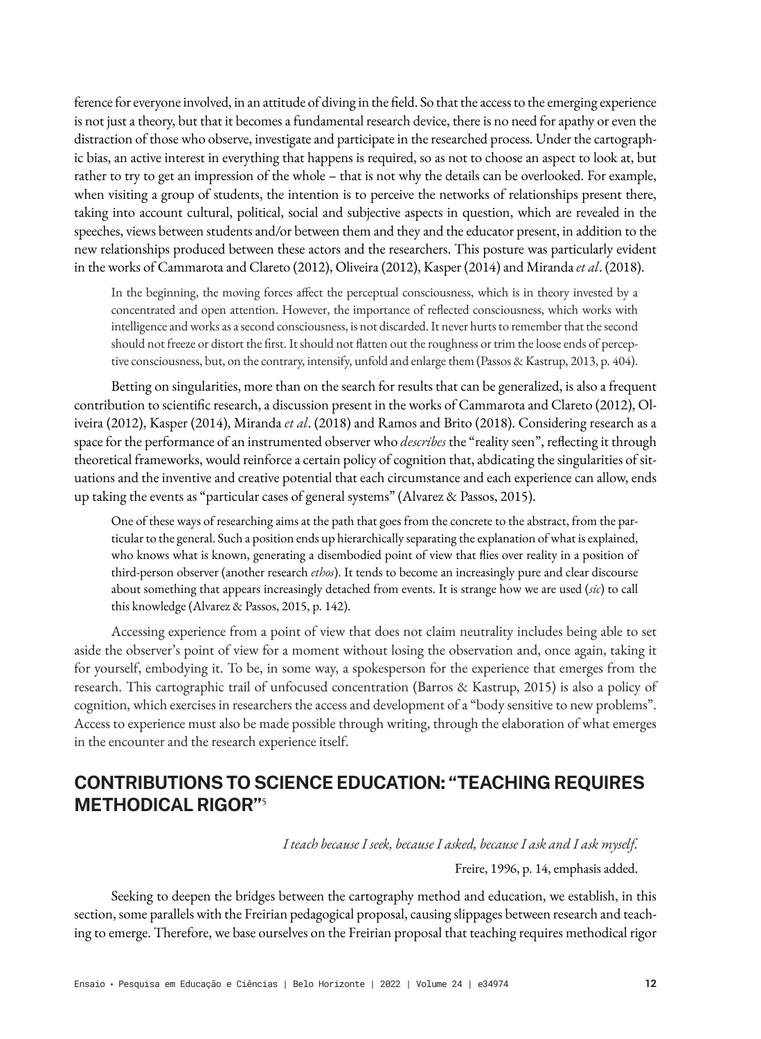ference for everyone involved, in an attitude of diving in the field. So that the access to the emerging experience is not just a theory, but that it becomes a fundamental research device, there is no need for apathy or even the distraction of those who observe, investigate and participate in the researched process. Under the cartographic bias, an active interest in everything that happens is required, so as not to choose an aspect to look at, but rather to try to get an impression of the whole – that is not why the details can be overlooked. For example, when visiting a group of students, the intention is to perceive the networks of relationships present there, taking into account cultural, political, social and subjective aspects in question, which are revealed in the speeches, views between students and/or between them and they and the educator present, in addition to the new relationships produced between these actors and the researchers. This posture was particularly evident in the works of Cammarota and Clareto (2012), Oliveira (2012), Kasper (2014) and Miranda *et al*. (2018).

> In the beginning, the moving forces affect the perceptual consciousness, which is in theory invested by a concentrated and open attention. However, the importance of reflected consciousness, which works with intelligence and works as a second consciousness, is not discarded. It never hurts to remember that the second should not freeze or distort the first. It should not flatten out the roughness or trim the loose ends of perceptive consciousness, but, on the contrary, intensify, unfold and enlarge them (Passos & Kastrup, 2013, p. 404).

Betting on singularities, more than on the search for results that can be generalized, is also a frequent contribution to scientific research, a discussion present in the works of Cammarota and Clareto (2012), Oliveira (2012), Kasper (2014), Miranda *et al*. (2018) and Ramos and Brito (2018). Considering research as a space for the performance of an instrumented observer who *describes* the "reality seen", reflecting it through theoretical frameworks, would reinforce a certain policy of cognition that, abdicating the singularities of situations and the inventive and creative potential that each circumstance and each experience can allow, ends up taking the events as "particular cases of general systems" (Alvarez & Passos, 2015).

> One of these ways of researching aims at the path that goes from the concrete to the abstract, from the particular to the general. Such a position ends up hierarchically separating the explanation of what is explained, who knows what is known, generating a disembodied point of view that flies over reality in a position of third-person observer (another research *ethos*). It tends to become an increasingly pure and clear discourse about something that appears increasingly detached from events. It is strange how we are used (*sic*) to call this knowledge (Alvarez & Passos, 2015, p. 142).

Accessing experience from a point of view that does not claim neutrality includes being able to set aside the observer's point of view for a moment without losing the observation and, once again, taking it for yourself, embodying it. To be, in some way, a spokesperson for the experience that emerges from the research. This cartographic trail of unfocused concentration (Barros & Kastrup, 2015) is also a policy of cognition, which exercises in researchers the access and development of a "body sensitive to new problems". Access to experience must also be made possible through writing, through the elaboration of what emerges in the encounter and the research experience itself.

## CONTRIBUTIONS TO SCIENCE EDUCATION: "TEACHING REQUIRES METHODICAL RIGOR"[5]

> *I teach because I seek, because I asked, because I ask and I ask myself.*
>
> Freire, 1996, p. 14, emphasis added.

Seeking to deepen the bridges between the cartography method and education, we establish, in this section, some parallels with the Freirian pedagogical proposal, causing slippages between research and teaching to emerge. Therefore, we base ourselves on the Freirian proposal that teaching requires methodical rigor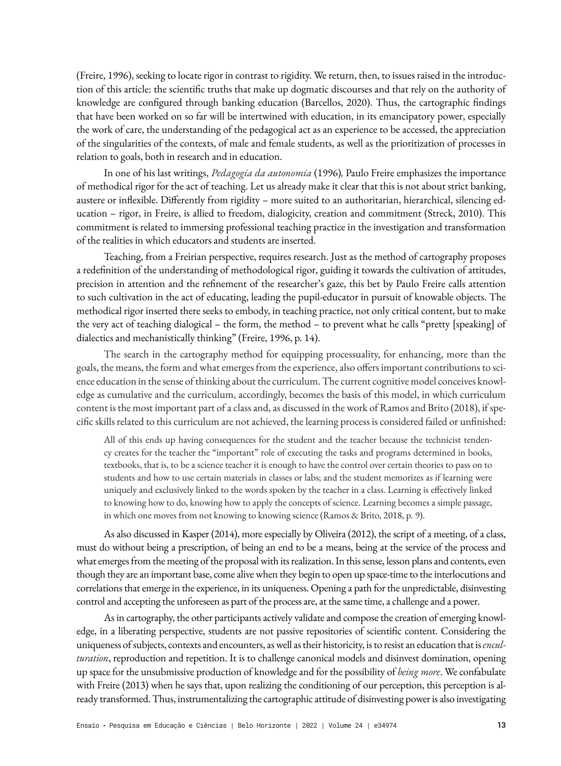(Freire, 1996), seeking to locate rigor in contrast to rigidity. We return, then, to issues raised in the introduction of this article: the scientific truths that make up dogmatic discourses and that rely on the authority of knowledge are configured through banking education (Barcellos, 2020). Thus, the cartographic findings that have been worked on so far will be intertwined with education, in its emancipatory power, especially the work of care, the understanding of the pedagogical act as an experience to be accessed, the appreciation of the singularities of the contexts, of male and female students, as well as the prioritization of processes in relation to goals, both in research and in education.

In one of his last writings, *Pedagogia da autonomia* (1996), Paulo Freire emphasizes the importance of methodical rigor for the act of teaching. Let us already make it clear that this is not about strict banking, austere or inflexible. Differently from rigidity – more suited to an authoritarian, hierarchical, silencing education – rigor, in Freire, is allied to freedom, dialogicity, creation and commitment (Streck, 2010). This commitment is related to immersing professional teaching practice in the investigation and transformation of the realities in which educators and students are inserted.

Teaching, from a Freirian perspective, requires research. Just as the method of cartography proposes a redefinition of the understanding of methodological rigor, guiding it towards the cultivation of attitudes, precision in attention and the refinement of the researcher's gaze, this bet by Paulo Freire calls attention to such cultivation in the act of educating, leading the pupil-educator in pursuit of knowable objects. The methodical rigor inserted there seeks to embody, in teaching practice, not only critical content, but to make the very act of teaching dialogical – the form, the method – to prevent what he calls "pretty [speaking] of dialectics and mechanistically thinking" (Freire, 1996, p. 14).

The search in the cartography method for equipping processuality, for enhancing, more than the goals, the means, the form and what emerges from the experience, also offers important contributions to science education in the sense of thinking about the curriculum. The current cognitive model conceives knowledge as cumulative and the curriculum, accordingly, becomes the basis of this model, in which curriculum content is the most important part of a class and, as discussed in the work of Ramos and Brito (2018), if specific skills related to this curriculum are not achieved, the learning process is considered failed or unfinished:

> All of this ends up having consequences for the student and the teacher because the technicist tendency creates for the teacher the "important" role of executing the tasks and programs determined in books, textbooks, that is, to be a science teacher it is enough to have the control over certain theories to pass on to students and how to use certain materials in classes or labs; and the student memorizes as if learning were uniquely and exclusively linked to the words spoken by the teacher in a class. Learning is effectively linked to knowing how to do, knowing how to apply the concepts of science. Learning becomes a simple passage, in which one moves from not knowing to knowing science (Ramos & Brito, 2018, p. 9).

As also discussed in Kasper (2014), more especially by Oliveira (2012), the script of a meeting, of a class, must do without being a prescription, of being an end to be a means, being at the service of the process and what emerges from the meeting of the proposal with its realization. In this sense, lesson plans and contents, even though they are an important base, come alive when they begin to open up space-time to the interlocutions and correlations that emerge in the experience, in its uniqueness. Opening a path for the unpredictable, disinvesting control and accepting the unforeseen as part of the process are, at the same time, a challenge and a power.

As in cartography, the other participants actively validate and compose the creation of emerging knowledge, in a liberating perspective, students are not passive repositories of scientific content. Considering the uniqueness of subjects, contexts and encounters, as well as their historicity, is to resist an education that is *enculturation*, reproduction and repetition. It is to challenge canonical models and disinvest domination, opening up space for the unsubmissive production of knowledge and for the possibility of *being more*. We confabulate with Freire (2013) when he says that, upon realizing the conditioning of our perception, this perception is already transformed. Thus, instrumentalizing the cartographic attitude of disinvesting power is also investigating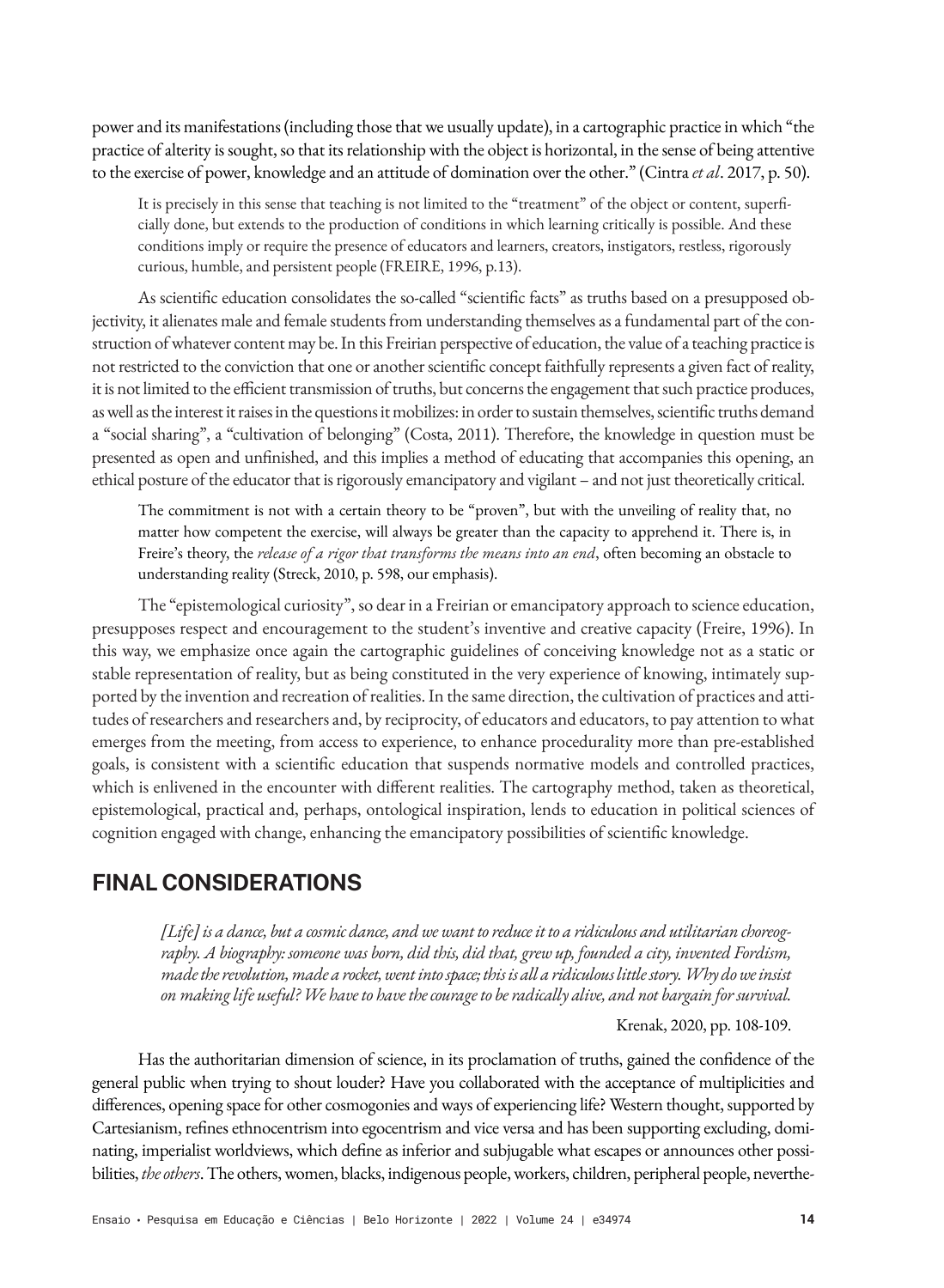power and its manifestations (including those that we usually update), in a cartographic practice in which "the practice of alterity is sought, so that its relationship with the object is horizontal, in the sense of being attentive to the exercise of power, knowledge and an attitude of domination over the other." (Cintra *et al*. 2017, p. 50).

> It is precisely in this sense that teaching is not limited to the "treatment" of the object or content, superficially done, but extends to the production of conditions in which learning critically is possible. And these conditions imply or require the presence of educators and learners, creators, instigators, restless, rigorously curious, humble, and persistent people (FREIRE, 1996, p.13).

As scientific education consolidates the so-called "scientific facts" as truths based on a presupposed objectivity, it alienates male and female students from understanding themselves as a fundamental part of the construction of whatever content may be. In this Freirian perspective of education, the value of a teaching practice is not restricted to the conviction that one or another scientific concept faithfully represents a given fact of reality, it is not limited to the efficient transmission of truths, but concerns the engagement that such practice produces, as well as the interest it raises in the questions it mobilizes: in order to sustain themselves, scientific truths demand a "social sharing", a "cultivation of belonging" (Costa, 2011). Therefore, the knowledge in question must be presented as open and unfinished, and this implies a method of educating that accompanies this opening, an ethical posture of the educator that is rigorously emancipatory and vigilant – and not just theoretically critical.

> The commitment is not with a certain theory to be "proven", but with the unveiling of reality that, no matter how competent the exercise, will always be greater than the capacity to apprehend it. There is, in Freire's theory, the *release of a rigor that transforms the means into an end*, often becoming an obstacle to understanding reality (Streck, 2010, p. 598, our emphasis).

The "epistemological curiosity", so dear in a Freirian or emancipatory approach to science education, presupposes respect and encouragement to the student's inventive and creative capacity (Freire, 1996). In this way, we emphasize once again the cartographic guidelines of conceiving knowledge not as a static or stable representation of reality, but as being constituted in the very experience of knowing, intimately supported by the invention and recreation of realities. In the same direction, the cultivation of practices and attitudes of researchers and researchers and, by reciprocity, of educators and educators, to pay attention to what emerges from the meeting, from access to experience, to enhance procedurality more than pre-established goals, is consistent with a scientific education that suspends normative models and controlled practices, which is enlivened in the encounter with different realities. The cartography method, taken as theoretical, epistemological, practical and, perhaps, ontological inspiration, lends to education in political sciences of cognition engaged with change, enhancing the emancipatory possibilities of scientific knowledge.

## FINAL CONSIDERATIONS

> *[Life] is a dance, but a cosmic dance, and we want to reduce it to a ridiculous and utilitarian choreography. A biography: someone was born, did this, did that, grew up, founded a city, invented Fordism, made the revolution, made a rocket, went into space; this is all a ridiculous little story. Why do we insist on making life useful? We have to have the courage to be radically alive, and not bargain for survival.*
>
> Krenak, 2020, pp. 108-109.

Has the authoritarian dimension of science, in its proclamation of truths, gained the confidence of the general public when trying to shout louder? Have you collaborated with the acceptance of multiplicities and differences, opening space for other cosmogonies and ways of experiencing life? Western thought, supported by Cartesianism, refines ethnocentrism into egocentrism and vice versa and has been supporting excluding, dominating, imperialist worldviews, which define as inferior and subjugable what escapes or announces other possibilities, *the others*. The others, women, blacks, indigenous people, workers, children, peripheral people, neverthe-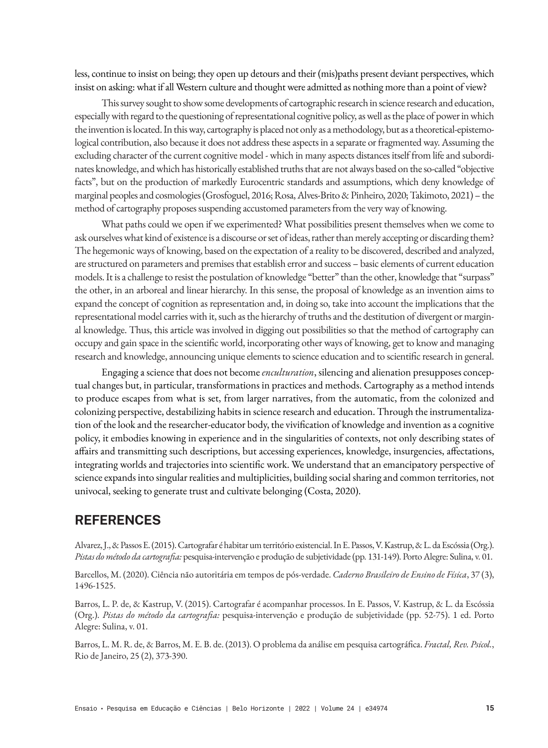less, continue to insist on being; they open up detours and their (mis)paths present deviant perspectives, which insist on asking: what if all Western culture and thought were admitted as nothing more than a point of view?

This survey sought to show some developments of cartographic research in science research and education, especially with regard to the questioning of representational cognitive policy, as well as the place of power in which the invention is located. In this way, cartography is placed not only as a methodology, but as a theoretical-epistemological contribution, also because it does not address these aspects in a separate or fragmented way. Assuming the excluding character of the current cognitive model - which in many aspects distances itself from life and subordinates knowledge, and which has historically established truths that are not always based on the so-called "objective facts", but on the production of markedly Eurocentric standards and assumptions, which deny knowledge of marginal peoples and cosmologies (Grosfoguel, 2016; Rosa, Alves-Brito & Pinheiro, 2020; Takimoto, 2021) – the method of cartography proposes suspending accustomed parameters from the very way of knowing.

What paths could we open if we experimented? What possibilities present themselves when we come to ask ourselves what kind of existence is a discourse or set of ideas, rather than merely accepting or discarding them? The hegemonic ways of knowing, based on the expectation of a reality to be discovered, described and analyzed, are structured on parameters and premises that establish error and success – basic elements of current education models. It is a challenge to resist the postulation of knowledge "better" than the other, knowledge that "surpass" the other, in an arboreal and linear hierarchy. In this sense, the proposal of knowledge as an invention aims to expand the concept of cognition as representation and, in doing so, take into account the implications that the representational model carries with it, such as the hierarchy of truths and the destitution of divergent or marginal knowledge. Thus, this article was involved in digging out possibilities so that the method of cartography can occupy and gain space in the scientific world, incorporating other ways of knowing, get to know and managing research and knowledge, announcing unique elements to science education and to scientific research in general.

Engaging a science that does not become *enculturation*, silencing and alienation presupposes conceptual changes but, in particular, transformations in practices and methods. Cartography as a method intends to produce escapes from what is set, from larger narratives, from the automatic, from the colonized and colonizing perspective, destabilizing habits in science research and education. Through the instrumentalization of the look and the researcher-educator body, the vivification of knowledge and invention as a cognitive policy, it embodies knowing in experience and in the singularities of contexts, not only describing states of affairs and transmitting such descriptions, but accessing experiences, knowledge, insurgencies, affectations, integrating worlds and trajectories into scientific work. We understand that an emancipatory perspective of science expands into singular realities and multiplicities, building social sharing and common territories, not univocal, seeking to generate trust and cultivate belonging (Costa, 2020).

## REFERENCES

Alvarez, J., & Passos E. (2015). Cartografar é habitar um território existencial. In E. Passos, V. Kastrup, & L. da Escóssia (Org.). *Pistas do método da cartografia:* pesquisa-intervenção e produção de subjetividade (pp. 131-149). Porto Alegre: Sulina, v. 01.

Barcellos, M. (2020). Ciência não autoritária em tempos de pós-verdade. *Caderno Brasileiro de Ensino de Física*, 37 (3), 1496-1525.

Barros, L. P. de, & Kastrup, V. (2015). Cartografar é acompanhar processos. In E. Passos, V. Kastrup, & L. da Escóssia (Org.). *Pistas do método da cartografia:* pesquisa-intervenção e produção de subjetividade (pp. 52-75). 1 ed. Porto Alegre: Sulina, v. 01.

Barros, L. M. R. de, & Barros, M. E. B. de. (2013). O problema da análise em pesquisa cartográfica. *Fractal, Rev. Psicol.*, Rio de Janeiro, 25 (2), 373-390.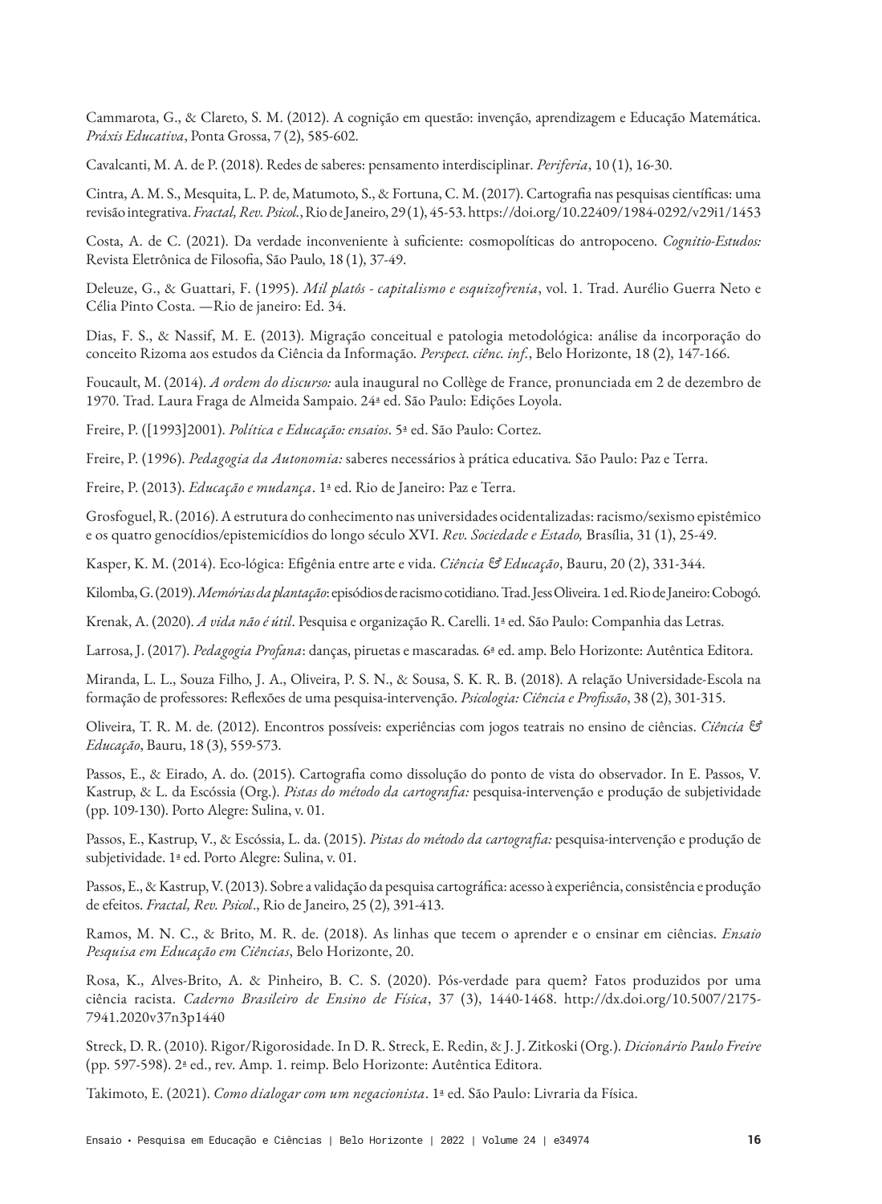Cammarota, G., & Clareto, S. M. (2012). A cognição em questão: invenção, aprendizagem e Educação Matemática. *Práxis Educativa*, Ponta Grossa, 7 (2), 585-602.

Cavalcanti, M. A. de P. (2018). Redes de saberes: pensamento interdisciplinar. *Periferia*, 10 (1), 16-30.

Cintra, A. M. S., Mesquita, L. P. de, Matumoto, S., & Fortuna, C. M. (2017). Cartografia nas pesquisas científicas: uma revisão integrativa. *Fractal, Rev. Psicol.*, Rio de Janeiro, 29 (1), 45-53. https://doi.org/10.22409/1984-0292/v29i1/1453

Costa, A. de C. (2021). Da verdade inconveniente à suficiente: cosmopolíticas do antropoceno. *Cognitio-Estudos:* Revista Eletrônica de Filosofia, São Paulo, 18 (1), 37-49.

Deleuze, G., & Guattari, F. (1995). *Mil platôs - capitalismo e esquizofrenia*, vol. 1. Trad. Aurélio Guerra Neto e Célia Pinto Costa. —Rio de janeiro: Ed. 34.

Dias, F. S., & Nassif, M. E. (2013). Migração conceitual e patologia metodológica: análise da incorporação do conceito Rizoma aos estudos da Ciência da Informação. *Perspect. ciênc. inf.*, Belo Horizonte, 18 (2), 147-166.

Foucault, M. (2014). *A ordem do discurso:* aula inaugural no Collège de France, pronunciada em 2 de dezembro de 1970. Trad. Laura Fraga de Almeida Sampaio. 24ª ed. São Paulo: Edições Loyola.

Freire, P. ([1993]2001). *Política e Educação: ensaios*. 5ª ed. São Paulo: Cortez.

Freire, P. (1996). *Pedagogia da Autonomia:* saberes necessários à prática educativa*.* São Paulo: Paz e Terra.

Freire, P. (2013). *Educação e mudança*. 1ª ed. Rio de Janeiro: Paz e Terra.

Grosfoguel, R. (2016). A estrutura do conhecimento nas universidades ocidentalizadas: racismo/sexismo epistêmico e os quatro genocídios/epistemicídios do longo século XVI. *Rev. Sociedade e Estado,* Brasília, 31 (1), 25-49.

Kasper, K. M. (2014). Eco-lógica: Efigênia entre arte e vida. *Ciência & Educação*, Bauru, 20 (2), 331-344.

Kilomba, G. (2019). *Memórias da plantação*: episódios de racismo cotidiano. Trad. Jess Oliveira. 1 ed. Rio de Janeiro: Cobogó.

Krenak, A. (2020). *A vida não é útil*. Pesquisa e organização R. Carelli. 1ª ed. São Paulo: Companhia das Letras.

Larrosa, J. (2017). *Pedagogia Profana*: danças, piruetas e mascaradas*.* 6ª ed. amp. Belo Horizonte: Autêntica Editora.

Miranda, L. L., Souza Filho, J. A., Oliveira, P. S. N., & Sousa, S. K. R. B. (2018). A relação Universidade-Escola na formação de professores: Reflexões de uma pesquisa-intervenção. *Psicologia: Ciência e Profissão*, 38 (2), 301-315.

Oliveira, T. R. M. de. (2012). Encontros possíveis: experiências com jogos teatrais no ensino de ciências. *Ciência & Educação*, Bauru, 18 (3), 559-573.

Passos, E., & Eirado, A. do. (2015). Cartografia como dissolução do ponto de vista do observador. In E. Passos, V. Kastrup, & L. da Escóssia (Org.). *Pistas do método da cartografia:* pesquisa-intervenção e produção de subjetividade (pp. 109-130). Porto Alegre: Sulina, v. 01.

Passos, E., Kastrup, V., & Escóssia, L. da. (2015). *Pistas do método da cartografia:* pesquisa-intervenção e produção de subjetividade. 1ª ed. Porto Alegre: Sulina, v. 01.

Passos, E., & Kastrup, V. (2013). Sobre a validação da pesquisa cartográfica: acesso à experiência, consistência e produção de efeitos. *Fractal, Rev. Psicol*., Rio de Janeiro, 25 (2), 391-413.

Ramos, M. N. C., & Brito, M. R. de. (2018). As linhas que tecem o aprender e o ensinar em ciências. *Ensaio Pesquisa em Educação em Ciências*, Belo Horizonte, 20.

Rosa, K., Alves-Brito, A. & Pinheiro, B. C. S. (2020). Pós-verdade para quem? Fatos produzidos por uma ciência racista. *Caderno Brasileiro de Ensino de Física*, 37 (3), 1440-1468. http://dx.doi.org/10.5007/2175-7941.2020v37n3p1440

Streck, D. R. (2010). Rigor/Rigorosidade. In D. R. Streck, E. Redin, & J. J. Zitkoski (Org.). *Dicionário Paulo Freire* (pp. 597-598). 2ª ed., rev. Amp. 1. reimp. Belo Horizonte: Autêntica Editora.

Takimoto, E. (2021). *Como dialogar com um negacionista*. 1ª ed. São Paulo: Livraria da Física.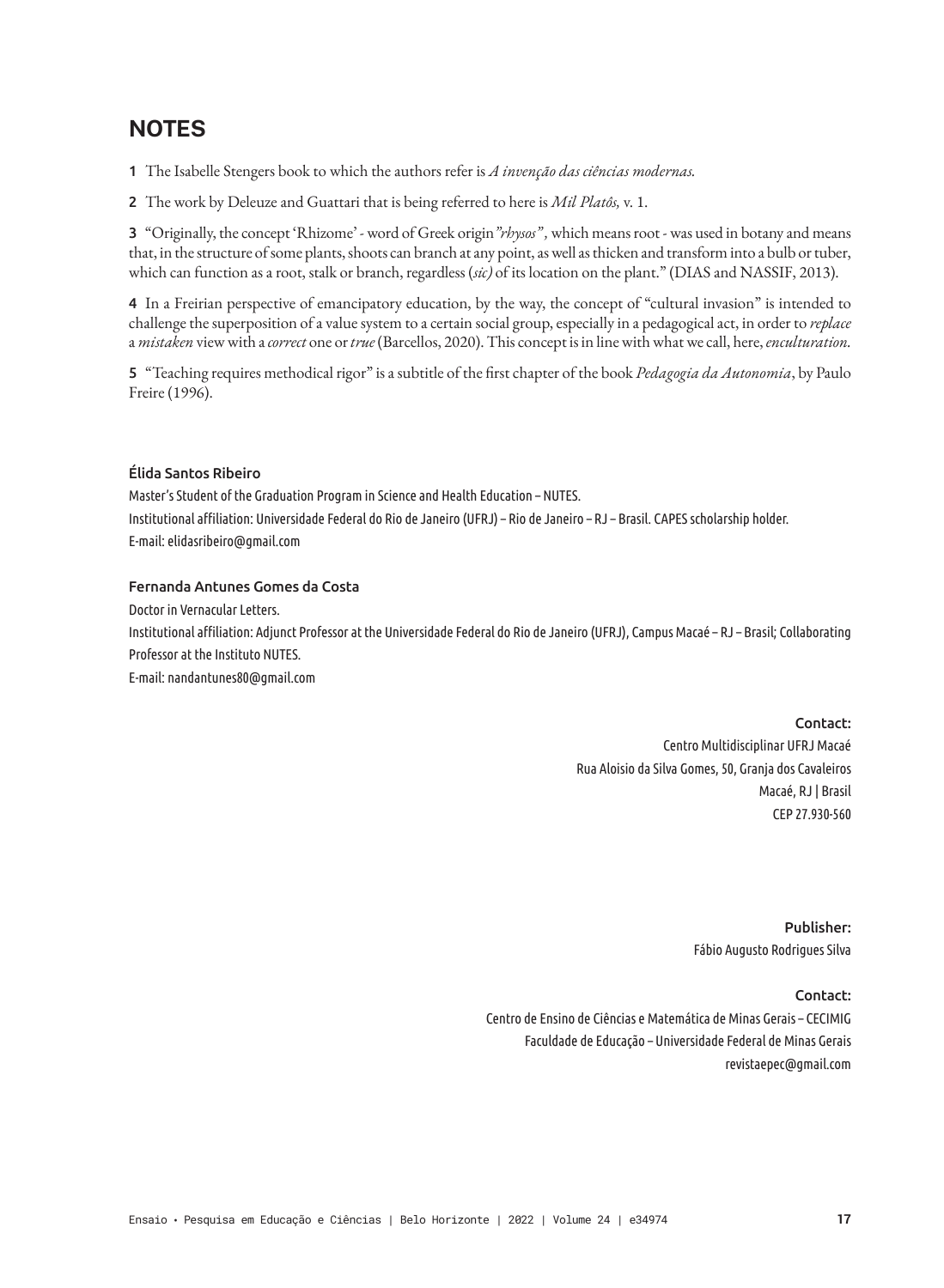## NOTES

**1** The Isabelle Stengers book to which the authors refer is *A invenção das ciências modernas.*

**2** The work by Deleuze and Guattari that is being referred to here is *Mil Platôs,* v. 1.

**3** "Originally, the concept 'Rhizome' - word of Greek origin*"rhysos",* which means root - was used in botany and means that, in the structure of some plants, shoots can branch at any point, as well as thicken and transform into a bulb or tuber, which can function as a root, stalk or branch, regardless (*sic)* of its location on the plant." (DIAS and NASSIF, 2013).

**4** In a Freirian perspective of emancipatory education, by the way, the concept of "cultural invasion" is intended to challenge the superposition of a value system to a certain social group, especially in a pedagogical act, in order to *replace* a *mistaken* view with a *correct* one or *true* (Barcellos, 2020). This concept is in line with what we call, here, *enculturation.*

**5** "Teaching requires methodical rigor" is a subtitle of the first chapter of the book *Pedagogia da Autonomia*, by Paulo Freire (1996).

**Élida Santos Ribeiro**

Master's Student of the Graduation Program in Science and Health Education – NUTES.

Institutional affiliation: Universidade Federal do Rio de Janeiro (UFRJ) – Rio de Janeiro – RJ – Brasil. CAPES scholarship holder.

E-mail: elidasribeiro@gmail.com

**Fernanda Antunes Gomes da Costa**

Doctor in Vernacular Letters.

Institutional affiliation: Adjunct Professor at the Universidade Federal do Rio de Janeiro (UFRJ), Campus Macaé – RJ – Brasil; Collaborating Professor at the Instituto NUTES.

E-mail: nandantunes80@gmail.com

**Contact:**

Centro Multidisciplinar UFRJ Macaé

Rua Aloisio da Silva Gomes, 50, Granja dos Cavaleiros

Macaé, RJ | Brasil

CEP 27.930-560

**Publisher:**

Fábio Augusto Rodrigues Silva

**Contact:**

Centro de Ensino de Ciências e Matemática de Minas Gerais – CECIMIG

Faculdade de Educação – Universidade Federal de Minas Gerais

revistaepec@gmail.com